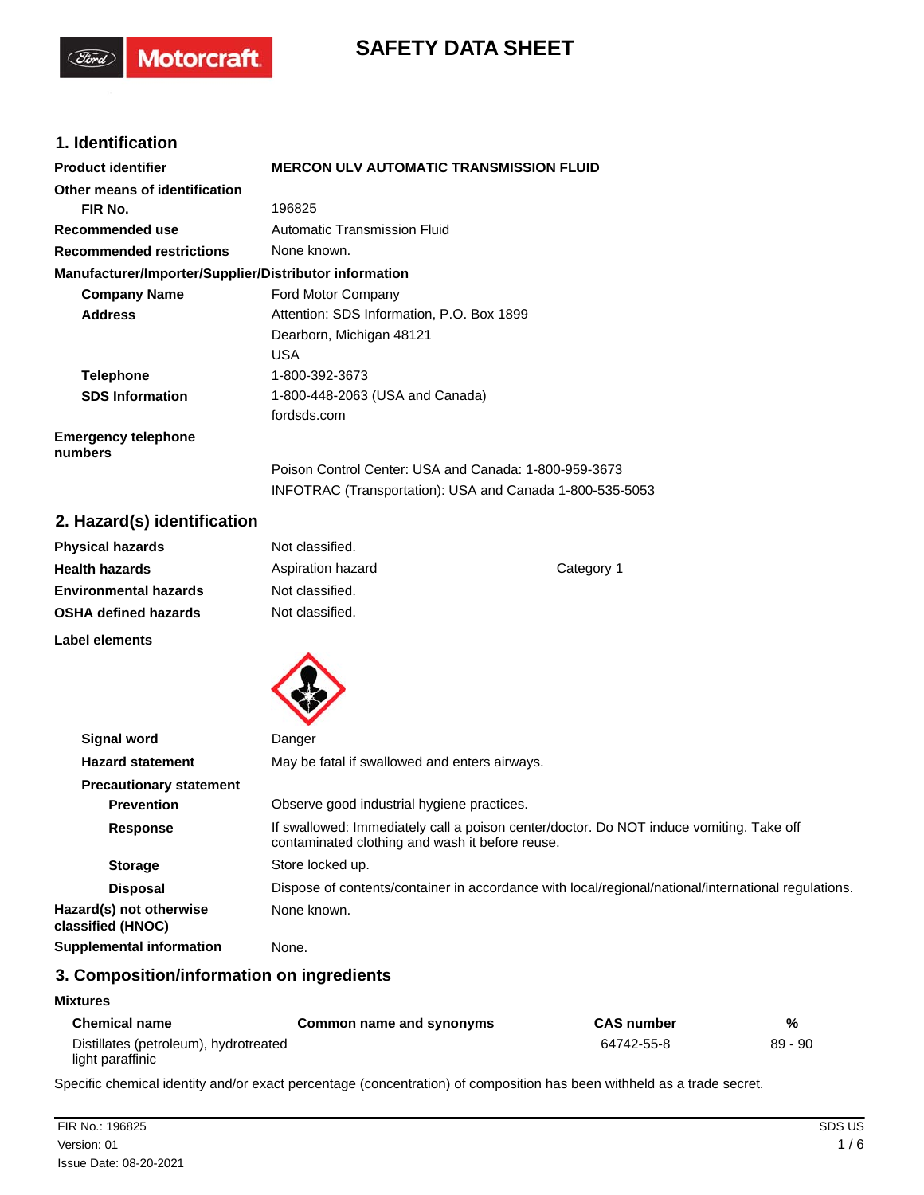# SAFETY DATA SHEET

## 1. Identification

**Product identifier** MERCON ULV AUTOMATIC TRANSMISSION FLUID

**Other means of identification**

**FIR No.** 196825

**Recommended use** Automatic Transmission Fluid

**Recommended restrictions** None known.

**Manufacturer/Importer/Supplier/Distributor information**

**Company Name** Ford Motor Company

**Address** Attention: SDS Information, P.O. Box 1899
Dearborn, Michigan 48121
USA

**Telephone** 1-800-392-3673

**SDS Information** 1-800-448-2063 (USA and Canada)
fordsds.com

**Emergency telephone numbers**
Poison Control Center: USA and Canada: 1-800-959-3673
INFOTRAC (Transportation): USA and Canada 1-800-535-5053

## 2. Hazard(s) identification

**Physical hazards** Not classified.

**Health hazards** Aspiration hazard Category 1

**Environmental hazards** Not classified.

**OSHA defined hazards** Not classified.

**Label elements**

**Signal word** Danger

**Hazard statement** May be fatal if swallowed and enters airways.

**Precautionary statement**

**Prevention** Observe good industrial hygiene practices.

**Response** If swallowed: Immediately call a poison center/doctor. Do NOT induce vomiting. Take off contaminated clothing and wash it before reuse.

**Storage** Store locked up.

**Disposal** Dispose of contents/container in accordance with local/regional/national/international regulations.

**Hazard(s) not otherwise classified (HNOC)** None known.

**Supplemental information** None.

## 3. Composition/information on ingredients

**Mixtures**

| Chemical name | Common name and synonyms | CAS number | % |
|---|---|---|---|
| Distillates (petroleum), hydrotreated light paraffinic | | 64742-55-8 | 89 - 90 |

Specific chemical identity and/or exact percentage (concentration) of composition has been withheld as a trade secret.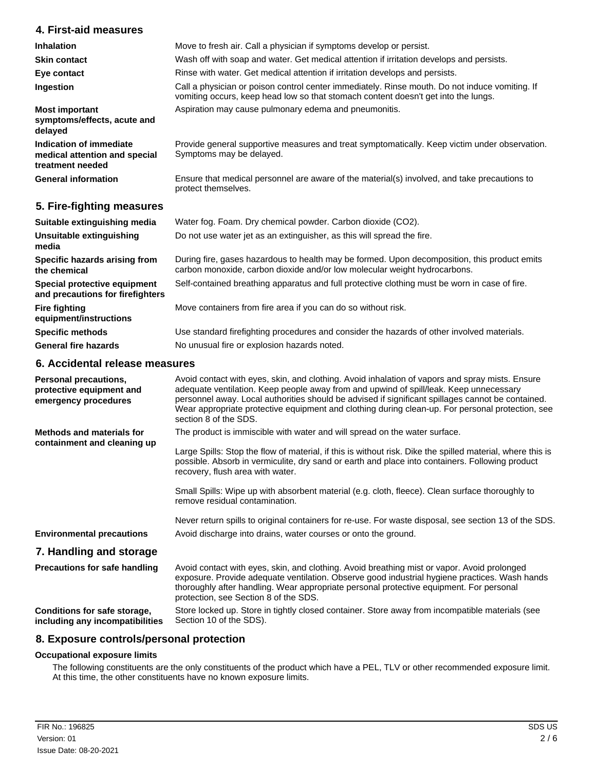## 4. First-aid measures

| | |
|---|---|
| **Inhalation** | Move to fresh air. Call a physician if symptoms develop or persist. |
| **Skin contact** | Wash off with soap and water. Get medical attention if irritation develops and persists. |
| **Eye contact** | Rinse with water. Get medical attention if irritation develops and persists. |
| **Ingestion** | Call a physician or poison control center immediately. Rinse mouth. Do not induce vomiting. If vomiting occurs, keep head low so that stomach content doesn't get into the lungs. |
| **Most important symptoms/effects, acute and delayed** | Aspiration may cause pulmonary edema and pneumonitis. |
| **Indication of immediate medical attention and special treatment needed** | Provide general supportive measures and treat symptomatically. Keep victim under observation. Symptoms may be delayed. |
| **General information** | Ensure that medical personnel are aware of the material(s) involved, and take precautions to protect themselves. |

## 5. Fire-fighting measures

| | |
|---|---|
| **Suitable extinguishing media** | Water fog. Foam. Dry chemical powder. Carbon dioxide ($CO_2$). |
| **Unsuitable extinguishing media** | Do not use water jet as an extinguisher, as this will spread the fire. |
| **Specific hazards arising from the chemical** | During fire, gases hazardous to health may be formed. Upon decomposition, this product emits carbon monoxide, carbon dioxide and/or low molecular weight hydrocarbons. |
| **Special protective equipment and precautions for firefighters** | Self-contained breathing apparatus and full protective clothing must be worn in case of fire. |
| **Fire fighting equipment/instructions** | Move containers from fire area if you can do so without risk. |
| **Specific methods** | Use standard firefighting procedures and consider the hazards of other involved materials. |
| **General fire hazards** | No unusual fire or explosion hazards noted. |

## 6. Accidental release measures

**Personal precautions, protective equipment and emergency procedures**

Avoid contact with eyes, skin, and clothing. Avoid inhalation of vapors and spray mists. Ensure adequate ventilation. Keep people away from and upwind of spill/leak. Keep unnecessary personnel away. Local authorities should be advised if significant spillages cannot be contained. Wear appropriate protective equipment and clothing during clean-up. For personal protection, see section 8 of the SDS.

**Methods and materials for containment and cleaning up**

The product is immiscible with water and will spread on the water surface.

Large Spills: Stop the flow of material, if this is without risk. Dike the spilled material, where this is possible. Absorb in vermiculite, dry sand or earth and place into containers. Following product recovery, flush area with water.

Small Spills: Wipe up with absorbent material (e.g. cloth, fleece). Clean surface thoroughly to remove residual contamination.

Never return spills to original containers for re-use. For waste disposal, see section 13 of the SDS.

**Environmental precautions**

Avoid discharge into drains, water courses or onto the ground.

## 7. Handling and storage

**Precautions for safe handling**

Avoid contact with eyes, skin, and clothing. Avoid breathing mist or vapor. Avoid prolonged exposure. Provide adequate ventilation. Observe good industrial hygiene practices. Wash hands thoroughly after handling. Wear appropriate personal protective equipment. For personal protection, see Section 8 of the SDS.

**Conditions for safe storage, including any incompatibilities**

Store locked up. Store in tightly closed container. Store away from incompatible materials (see Section 10 of the SDS).

## 8. Exposure controls/personal protection

**Occupational exposure limits**

The following constituents are the only constituents of the product which have a PEL, TLV or other recommended exposure limit. At this time, the other constituents have no known exposure limits.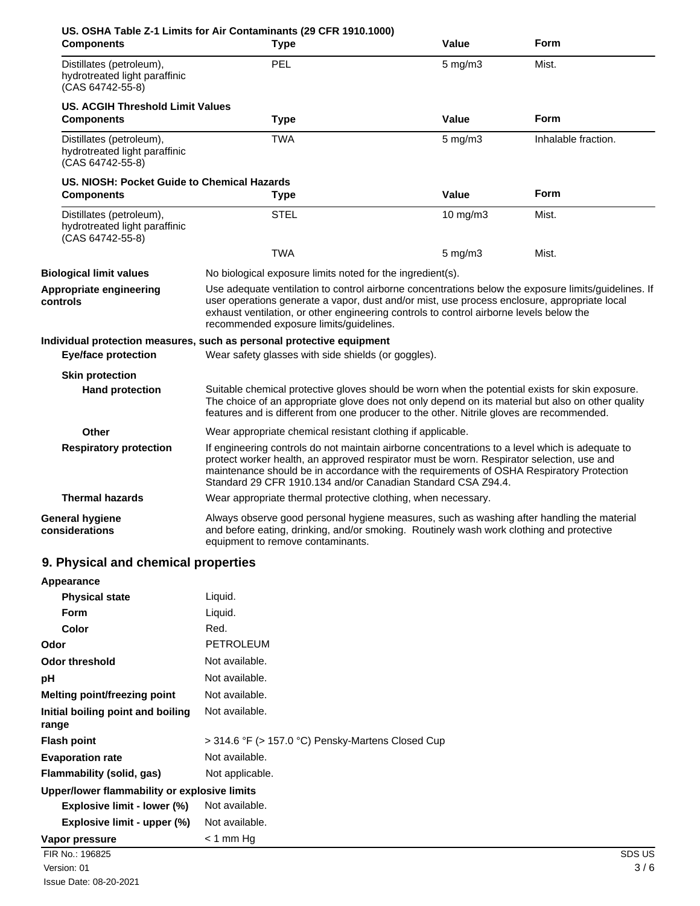**US. OSHA Table Z-1 Limits for Air Contaminants (29 CFR 1910.1000)**

| Components | Type | Value | Form |
|---|---|---|---|
| Distillates (petroleum), hydrotreated light paraffinic (CAS 64742-55-8) | PEL | 5 mg/m3 | Mist. |

**US. ACGIH Threshold Limit Values**

| Components | Type | Value | Form |
|---|---|---|---|
| Distillates (petroleum), hydrotreated light paraffinic (CAS 64742-55-8) | TWA | 5 mg/m3 | Inhalable fraction. |

**US. NIOSH: Pocket Guide to Chemical Hazards**

| Components | Type | Value | Form |
|---|---|---|---|
| Distillates (petroleum), hydrotreated light paraffinic (CAS 64742-55-8) | STEL | 10 mg/m3 | Mist. |
| | TWA | 5 mg/m3 | Mist. |

**Biological limit values** No biological exposure limits noted for the ingredient(s).

**Appropriate engineering controls** Use adequate ventilation to control airborne concentrations below the exposure limits/guidelines. If user operations generate a vapor, dust and/or mist, use process enclosure, appropriate local exhaust ventilation, or other engineering controls to control airborne levels below the recommended exposure limits/guidelines.

**Individual protection measures, such as personal protective equipment**

**Eye/face protection** Wear safety glasses with side shields (or goggles).

**Skin protection**

**Hand protection** Suitable chemical protective gloves should be worn when the potential exists for skin exposure. The choice of an appropriate glove does not only depend on its material but also on other quality features and is different from one producer to the other. Nitrile gloves are recommended.

**Other** Wear appropriate chemical resistant clothing if applicable.

**Respiratory protection** If engineering controls do not maintain airborne concentrations to a level which is adequate to protect worker health, an approved respirator must be worn. Respirator selection, use and maintenance should be in accordance with the requirements of OSHA Respiratory Protection Standard 29 CFR 1910.134 and/or Canadian Standard CSA Z94.4.

**Thermal hazards** Wear appropriate thermal protective clothing, when necessary.

**General hygiene considerations** Always observe good personal hygiene measures, such as washing after handling the material and before eating, drinking, and/or smoking. Routinely wash work clothing and protective equipment to remove contaminants.

## 9. Physical and chemical properties

**Appearance**

**Physical state** Liquid.

**Form** Liquid.

**Color** Red.

**Odor** PETROLEUM

**Odor threshold** Not available.

**pH** Not available.

**Melting point/freezing point** Not available.

**Initial boiling point and boiling range** Not available.

**Flash point** > 314.6 °F (> 157.0 °C) Pensky-Martens Closed Cup

**Evaporation rate** Not available.

**Flammability (solid, gas)** Not applicable.

**Upper/lower flammability or explosive limits**

**Explosive limit - lower (%)** Not available.

**Explosive limit - upper (%)** Not available.

**Vapor pressure** < 1 mm Hg

FIR No.: 196825
Version: 01
Issue Date: 08-20-2021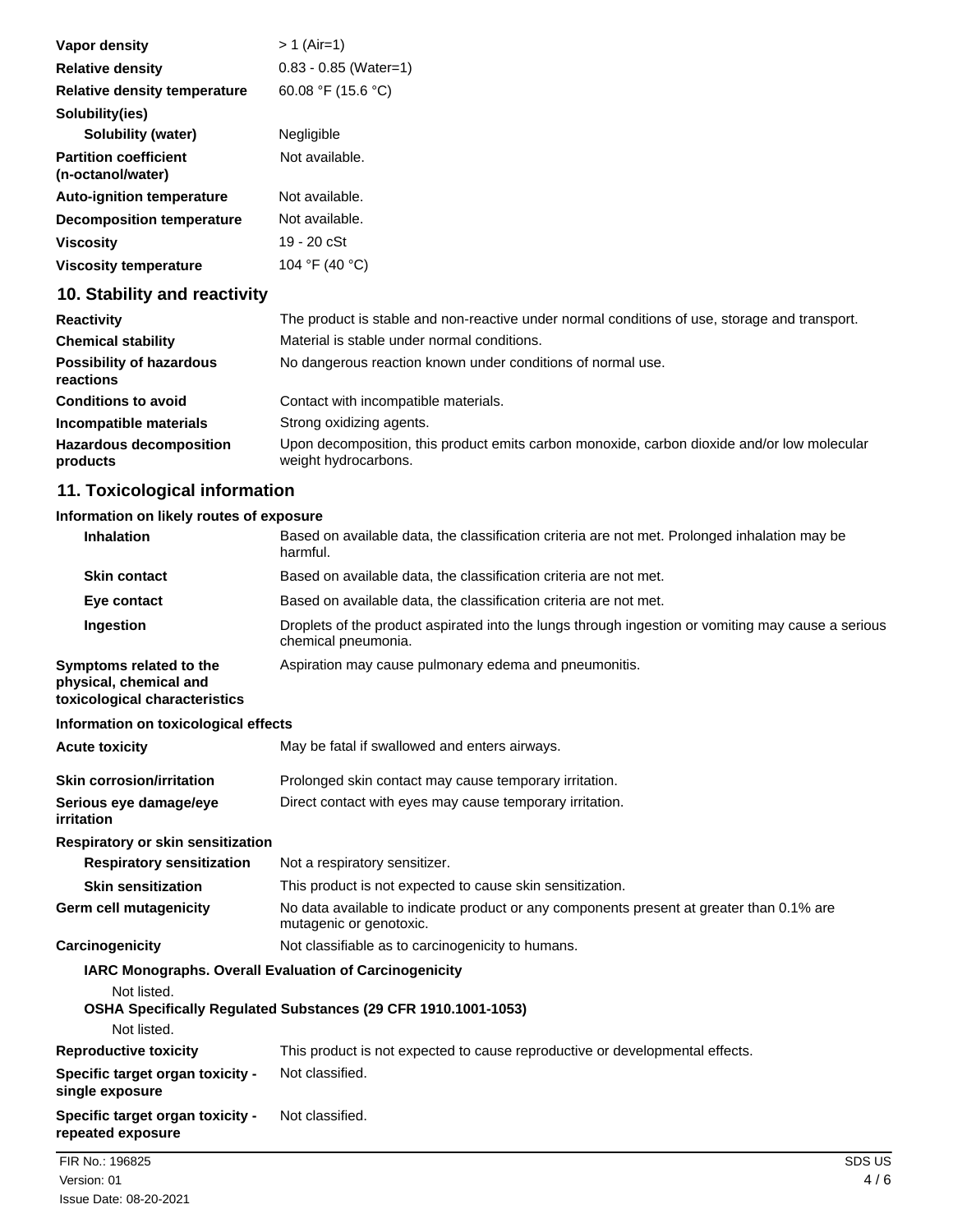| | |
|---|---|
| **Vapor density** | > 1 (Air=1) |
| **Relative density** | 0.83 - 0.85 (Water=1) |
| **Relative density temperature** | 60.08 °F (15.6 °C) |
| **Solubility(ies)** | |
| **Solubility (water)** | Negligible |
| **Partition coefficient (n-octanol/water)** | Not available. |
| **Auto-ignition temperature** | Not available. |
| **Decomposition temperature** | Not available. |
| **Viscosity** | 19 - 20 cSt |
| **Viscosity temperature** | 104 °F (40 °C) |

## 10. Stability and reactivity

| | |
|---|---|
| **Reactivity** | The product is stable and non-reactive under normal conditions of use, storage and transport. |
| **Chemical stability** | Material is stable under normal conditions. |
| **Possibility of hazardous reactions** | No dangerous reaction known under conditions of normal use. |
| **Conditions to avoid** | Contact with incompatible materials. |
| **Incompatible materials** | Strong oxidizing agents. |
| **Hazardous decomposition products** | Upon decomposition, this product emits carbon monoxide, carbon dioxide and/or low molecular weight hydrocarbons. |

## 11. Toxicological information

**Information on likely routes of exposure**

| | |
|---|---|
| **Inhalation** | Based on available data, the classification criteria are not met. Prolonged inhalation may be harmful. |
| **Skin contact** | Based on available data, the classification criteria are not met. |
| **Eye contact** | Based on available data, the classification criteria are not met. |
| **Ingestion** | Droplets of the product aspirated into the lungs through ingestion or vomiting may cause a serious chemical pneumonia. |
| **Symptoms related to the physical, chemical and toxicological characteristics** | Aspiration may cause pulmonary edema and pneumonitis. |

**Information on toxicological effects**

| | |
|---|---|
| **Acute toxicity** | May be fatal if swallowed and enters airways. |
| **Skin corrosion/irritation** | Prolonged skin contact may cause temporary irritation. |
| **Serious eye damage/eye irritation** | Direct contact with eyes may cause temporary irritation. |
| **Respiratory or skin sensitization** | |
| **Respiratory sensitization** | Not a respiratory sensitizer. |
| **Skin sensitization** | This product is not expected to cause skin sensitization. |
| **Germ cell mutagenicity** | No data available to indicate product or any components present at greater than 0.1% are mutagenic or genotoxic. |
| **Carcinogenicity** | Not classifiable as to carcinogenicity to humans. |

**IARC Monographs. Overall Evaluation of Carcinogenicity**

Not listed.

**OSHA Specifically Regulated Substances (29 CFR 1910.1001-1053)**

Not listed.

| | |
|---|---|
| **Reproductive toxicity** | This product is not expected to cause reproductive or developmental effects. |
| **Specific target organ toxicity - single exposure** | Not classified. |
| **Specific target organ toxicity - repeated exposure** | Not classified. |

FIR No.: 196825
Version: 01
Issue Date: 08-20-2021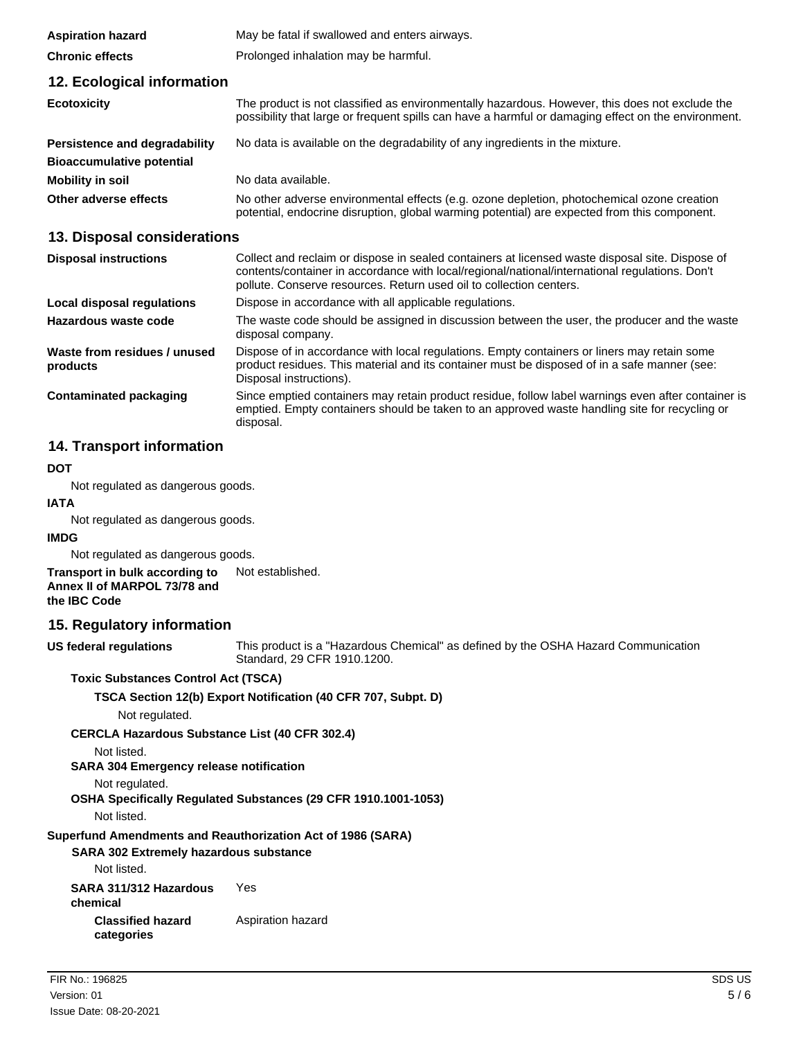| | |
|---|---|
| **Aspiration hazard** | May be fatal if swallowed and enters airways. |
| **Chronic effects** | Prolonged inhalation may be harmful. |

## 12. Ecological information

| | |
|---|---|
| **Ecotoxicity** | The product is not classified as environmentally hazardous. However, this does not exclude the possibility that large or frequent spills can have a harmful or damaging effect on the environment. |
| **Persistence and degradability** | No data is available on the degradability of any ingredients in the mixture. |
| **Bioaccumulative potential** | |
| **Mobility in soil** | No data available. |
| **Other adverse effects** | No other adverse environmental effects (e.g. ozone depletion, photochemical ozone creation potential, endocrine disruption, global warming potential) are expected from this component. |

## 13. Disposal considerations

| | |
|---|---|
| **Disposal instructions** | Collect and reclaim or dispose in sealed containers at licensed waste disposal site. Dispose of contents/container in accordance with local/regional/national/international regulations. Don't pollute. Conserve resources. Return used oil to collection centers. |
| **Local disposal regulations** | Dispose in accordance with all applicable regulations. |
| **Hazardous waste code** | The waste code should be assigned in discussion between the user, the producer and the waste disposal company. |
| **Waste from residues / unused products** | Dispose of in accordance with local regulations. Empty containers or liners may retain some product residues. This material and its container must be disposed of in a safe manner (see: Disposal instructions). |
| **Contaminated packaging** | Since emptied containers may retain product residue, follow label warnings even after container is emptied. Empty containers should be taken to an approved waste handling site for recycling or disposal. |

## 14. Transport information

**DOT**

Not regulated as dangerous goods.

**IATA**

Not regulated as dangerous goods.

**IMDG**

Not regulated as dangerous goods.

**Transport in bulk according to Annex II of MARPOL 73/78 and the IBC Code** Not established.

## 15. Regulatory information

**US federal regulations** This product is a "Hazardous Chemical" as defined by the OSHA Hazard Communication Standard, 29 CFR 1910.1200.

**Toxic Substances Control Act (TSCA)**

**TSCA Section 12(b) Export Notification (40 CFR 707, Subpt. D)**

Not regulated.

**CERCLA Hazardous Substance List (40 CFR 302.4)**

Not listed.

**SARA 304 Emergency release notification**

Not regulated.

**OSHA Specifically Regulated Substances (29 CFR 1910.1001-1053)**

Not listed.

**Superfund Amendments and Reauthorization Act of 1986 (SARA)**

**SARA 302 Extremely hazardous substance**

Not listed.

**SARA 311/312 Hazardous chemical** Yes

**Classified hazard categories** Aspiration hazard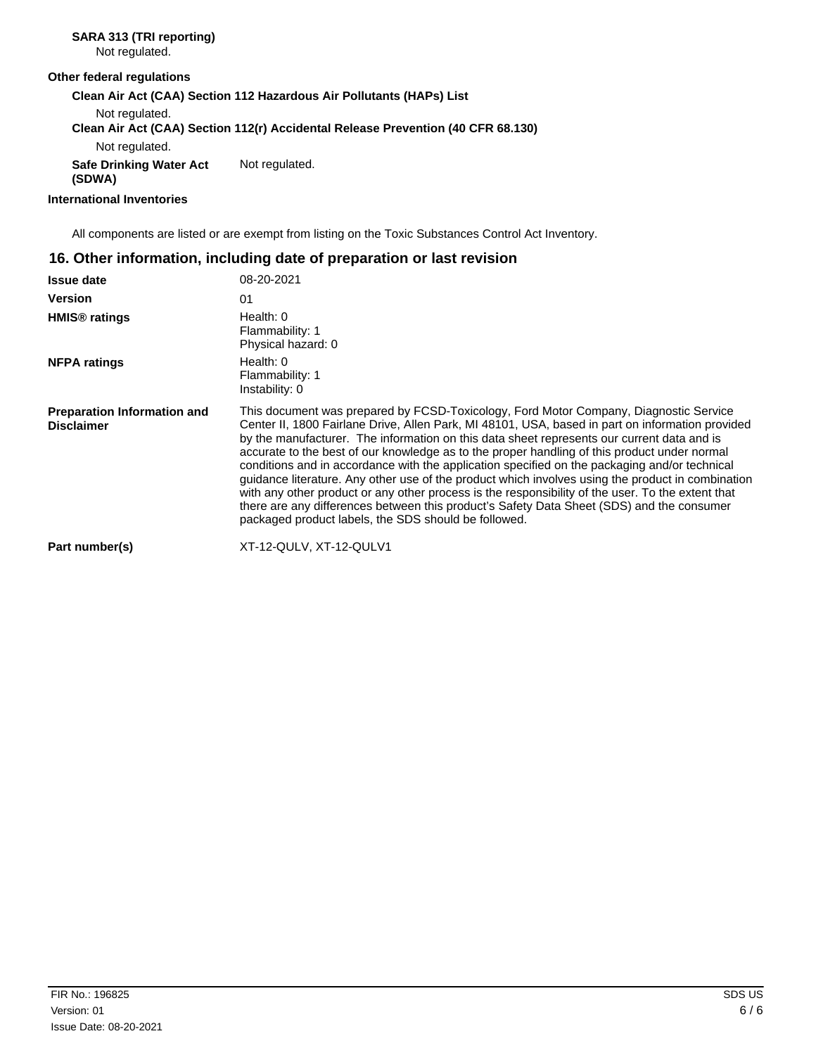**SARA 313 (TRI reporting)**

Not regulated.

**Other federal regulations**

**Clean Air Act (CAA) Section 112 Hazardous Air Pollutants (HAPs) List**

Not regulated.

**Clean Air Act (CAA) Section 112(r) Accidental Release Prevention (40 CFR 68.130)**

Not regulated.

**Safe Drinking Water Act (SDWA)** Not regulated.

**International Inventories**

All components are listed or are exempt from listing on the Toxic Substances Control Act Inventory.

## 16. Other information, including date of preparation or last revision

| | |
|---|---|
| **Issue date** | 08-20-2021 |
| **Version** | 01 |
| **HMIS® ratings** | Health: 0<br>Flammability: 1<br>Physical hazard: 0 |
| **NFPA ratings** | Health: 0<br>Flammability: 1<br>Instability: 0 |
| **Preparation Information and Disclaimer** | This document was prepared by FCSD-Toxicology, Ford Motor Company, Diagnostic Service Center II, 1800 Fairlane Drive, Allen Park, MI 48101, USA, based in part on information provided by the manufacturer. The information on this data sheet represents our current data and is accurate to the best of our knowledge as to the proper handling of this product under normal conditions and in accordance with the application specified on the packaging and/or technical guidance literature. Any other use of the product which involves using the product in combination with any other product or any other process is the responsibility of the user. To the extent that there are any differences between this product's Safety Data Sheet (SDS) and the consumer packaged product labels, the SDS should be followed. |
| **Part number(s)** | XT-12-QULV, XT-12-QULV1 |

FIR No.: 196825
Version: 01
Issue Date: 08-20-2021